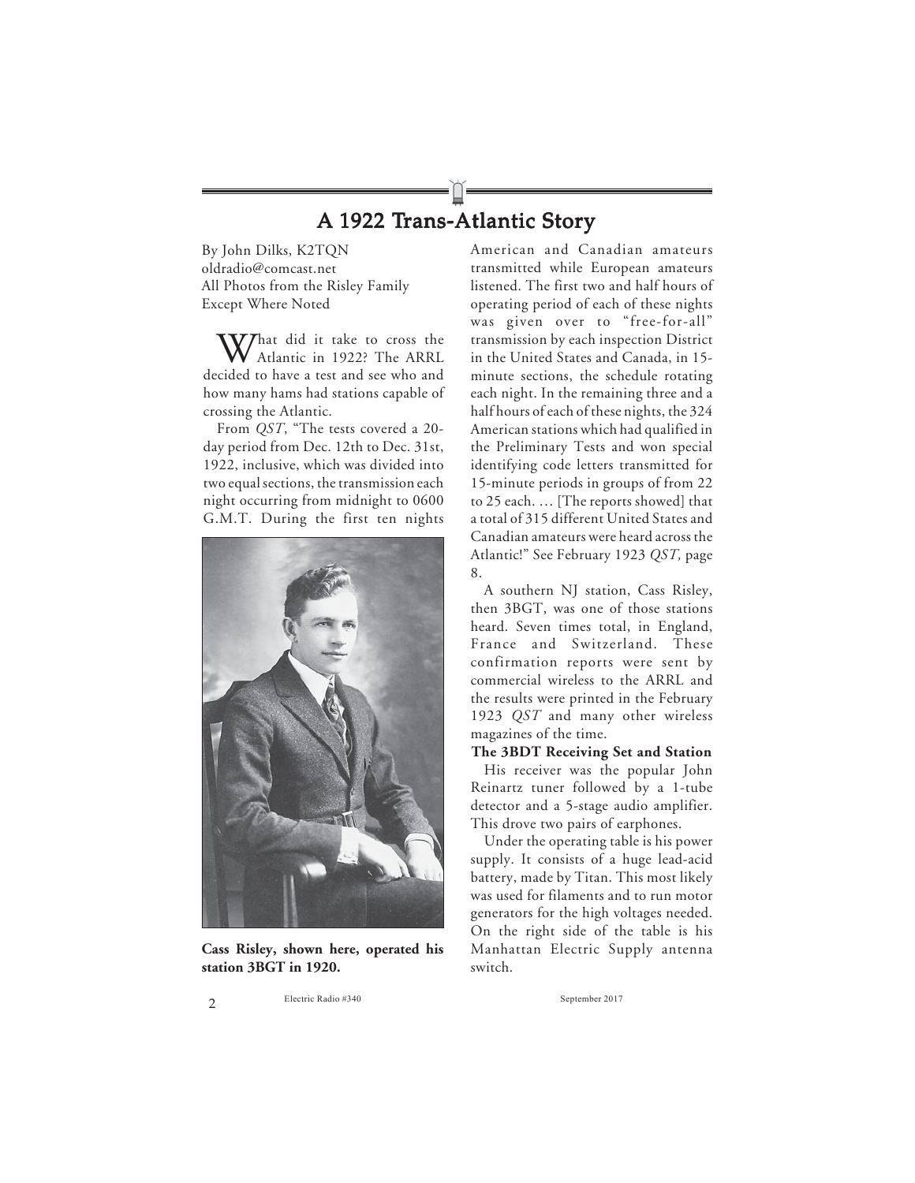# A 1922 Trans-Atlantic Story

By John Dilks, K2TQN
oldradio@comcast.net
All Photos from the Risley Family
Except Where Noted

What did it take to cross the Atlantic in 1922? The ARRL decided to have a test and see who and how many hams had stations capable of crossing the Atlantic.

From *QST*, "The tests covered a 20-day period from Dec. 12th to Dec. 31st, 1922, inclusive, which was divided into two equal sections, the transmission each night occurring from midnight to 0600 G.M.T. During the first ten nights American and Canadian amateurs transmitted while European amateurs listened. The first two and half hours of operating period of each of these nights was given over to "free-for-all" transmission by each inspection District in the United States and Canada, in 15-minute sections, the schedule rotating each night. In the remaining three and a half hours of each of these nights, the 324 American stations which had qualified in the Preliminary Tests and won special identifying code letters transmitted for 15-minute periods in groups of from 22 to 25 each. … [The reports showed] that a total of 315 different United States and Canadian amateurs were heard across the Atlantic!" See February 1923 *QST,* page 8.

**Cass Risley, shown here, operated his station 3BGT in 1920.**

A southern NJ station, Cass Risley, then 3BGT, was one of those stations heard. Seven times total, in England, France and Switzerland. These confirmation reports were sent by commercial wireless to the ARRL and the results were printed in the February 1923 *QST* and many other wireless magazines of the time.

**The 3BDT Receiving Set and Station**

His receiver was the popular John Reinartz tuner followed by a 1-tube detector and a 5-stage audio amplifier. This drove two pairs of earphones.

Under the operating table is his power supply. It consists of a huge lead-acid battery, made by Titan. This most likely was used for filaments and to run motor generators for the high voltages needed. On the right side of the table is his Manhattan Electric Supply antenna switch.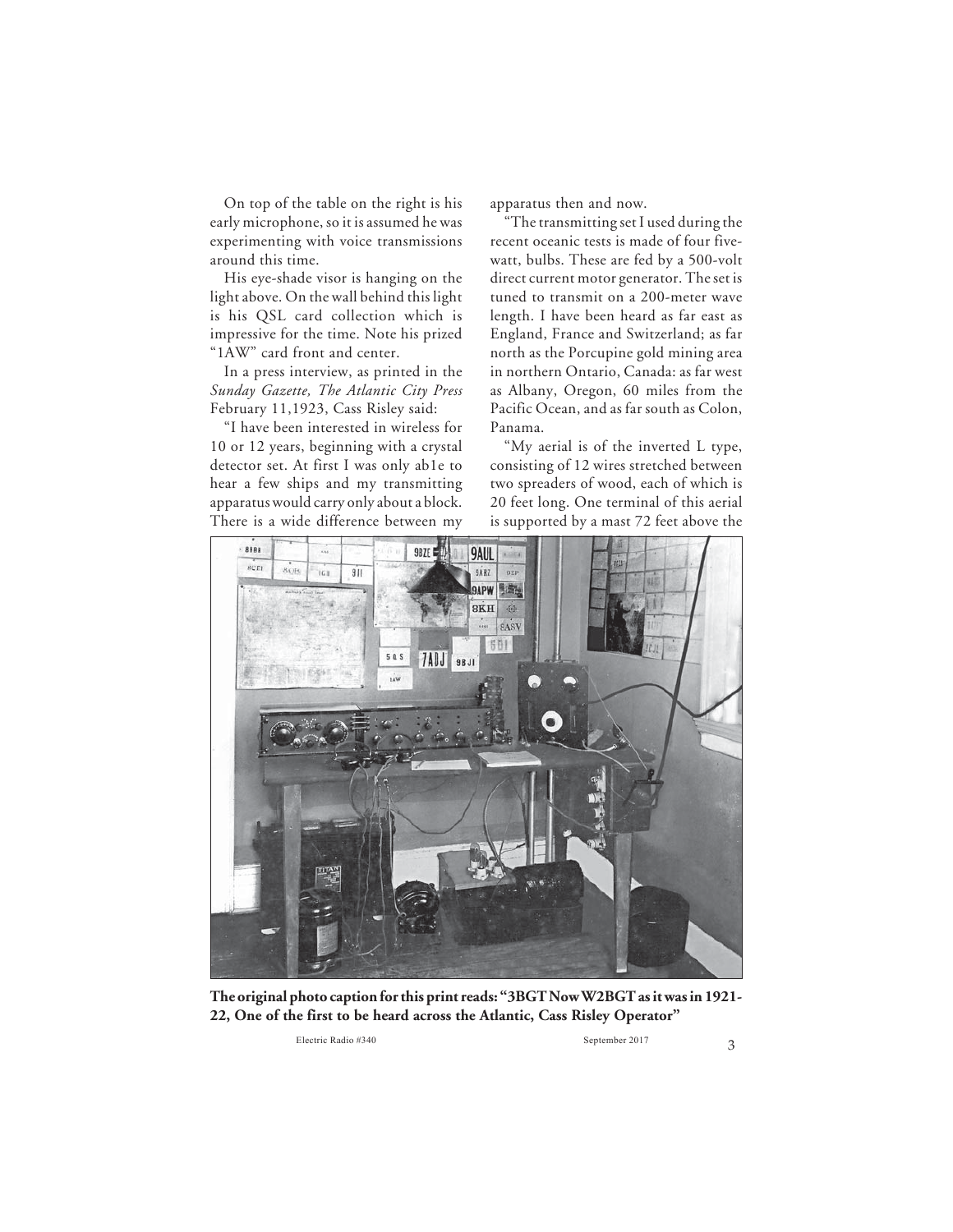On top of the table on the right is his early microphone, so it is assumed he was experimenting with voice transmissions around this time.

His eye-shade visor is hanging on the light above. On the wall behind this light is his QSL card collection which is impressive for the time. Note his prized "1AW" card front and center.

In a press interview, as printed in the *Sunday Gazette, The Atlantic City Press* February 11,1923, Cass Risley said:

"I have been interested in wireless for 10 or 12 years, beginning with a crystal detector set. At first I was only ab1e to hear a few ships and my transmitting apparatus would carry only about a block. There is a wide difference between my apparatus then and now.

"The transmitting set I used during the recent oceanic tests is made of four five-watt, bulbs. These are fed by a 500-volt direct current motor generator. The set is tuned to transmit on a 200-meter wave length. I have been heard as far east as England, France and Switzerland; as far north as the Porcupine gold mining area in northern Ontario, Canada: as far west as Albany, Oregon, 60 miles from the Pacific Ocean, and as far south as Colon, Panama.

"My aerial is of the inverted L type, consisting of 12 wires stretched between two spreaders of wood, each of which is 20 feet long. One terminal of this aerial is supported by a mast 72 feet above the

**The original photo caption for this print reads: "3BGT Now W2BGT as it was in 1921-22, One of the first to be heard across the Atlantic, Cass Risley Operator"**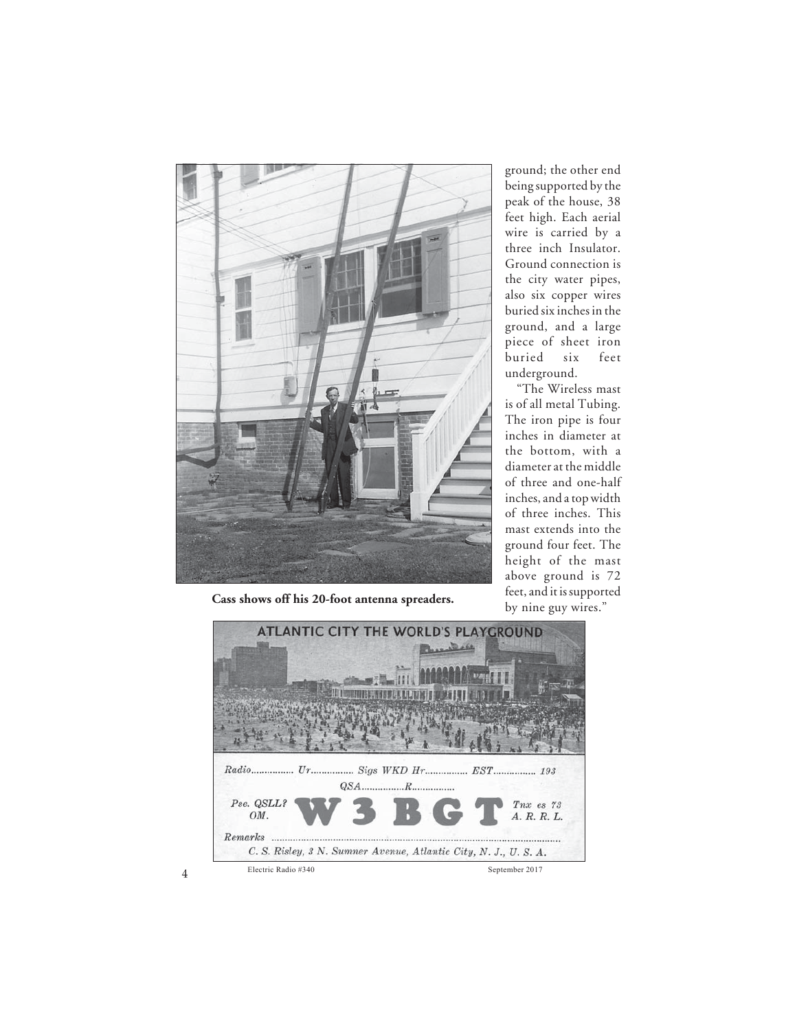Cass shows off his 20-foot antenna spreaders.

ground; the other end being supported by the peak of the house, 38 feet high. Each aerial wire is carried by a three inch Insulator. Ground connection is the city water pipes, also six copper wires buried six inches in the ground, and a large piece of sheet iron buried six feet underground.

"The Wireless mast is of all metal Tubing. The iron pipe is four inches in diameter at the bottom, with a diameter at the middle of three and one-half inches, and a top width of three inches. This mast extends into the ground four feet. The height of the mast above ground is 72 feet, and it is supported by nine guy wires."

ATLANTIC CITY THE WORLD'S PLAYGROUND

*Radio................ Ur................ Sigs WKD Hr................ EST................ 193*

*QSA................R................*

*Pse. QSLL? OM.* **W 3 B G T** *Tnx es 73 A. R. R. L.*

*Remarks ..........................................................................................................*

*C. S. Risley, 3 N. Sumner Avenue, Atlantic City, N. J., U. S. A.*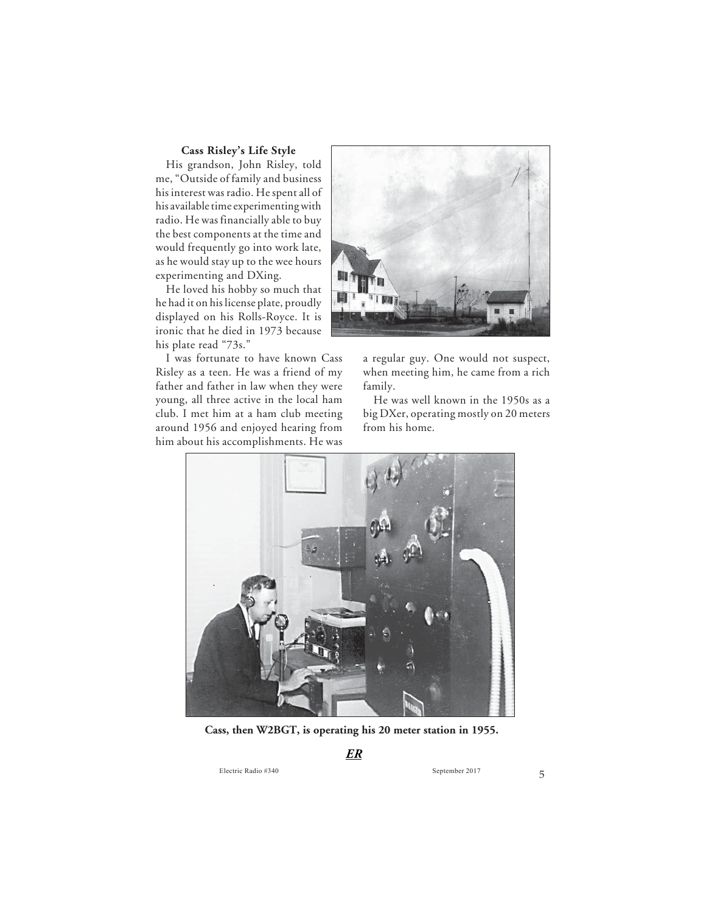**Cass Risley's Life Style**

His grandson, John Risley, told me, "Outside of family and business his interest was radio. He spent all of his available time experimenting with radio. He was financially able to buy the best components at the time and would frequently go into work late, as he would stay up to the wee hours experimenting and DXing.

He loved his hobby so much that he had it on his license plate, proudly displayed on his Rolls-Royce. It is ironic that he died in 1973 because his plate read "73s."

I was fortunate to have known Cass Risley as a teen. He was a friend of my father and father in law when they were young, all three active in the local ham club. I met him at a ham club meeting around 1956 and enjoyed hearing from him about his accomplishments. He was a regular guy. One would not suspect, when meeting him, he came from a rich family.

He was well known in the 1950s as a big DXer, operating mostly on 20 meters from his home.

**Cass, then W2BGT, is operating his 20 meter station in 1955.**

***ER***